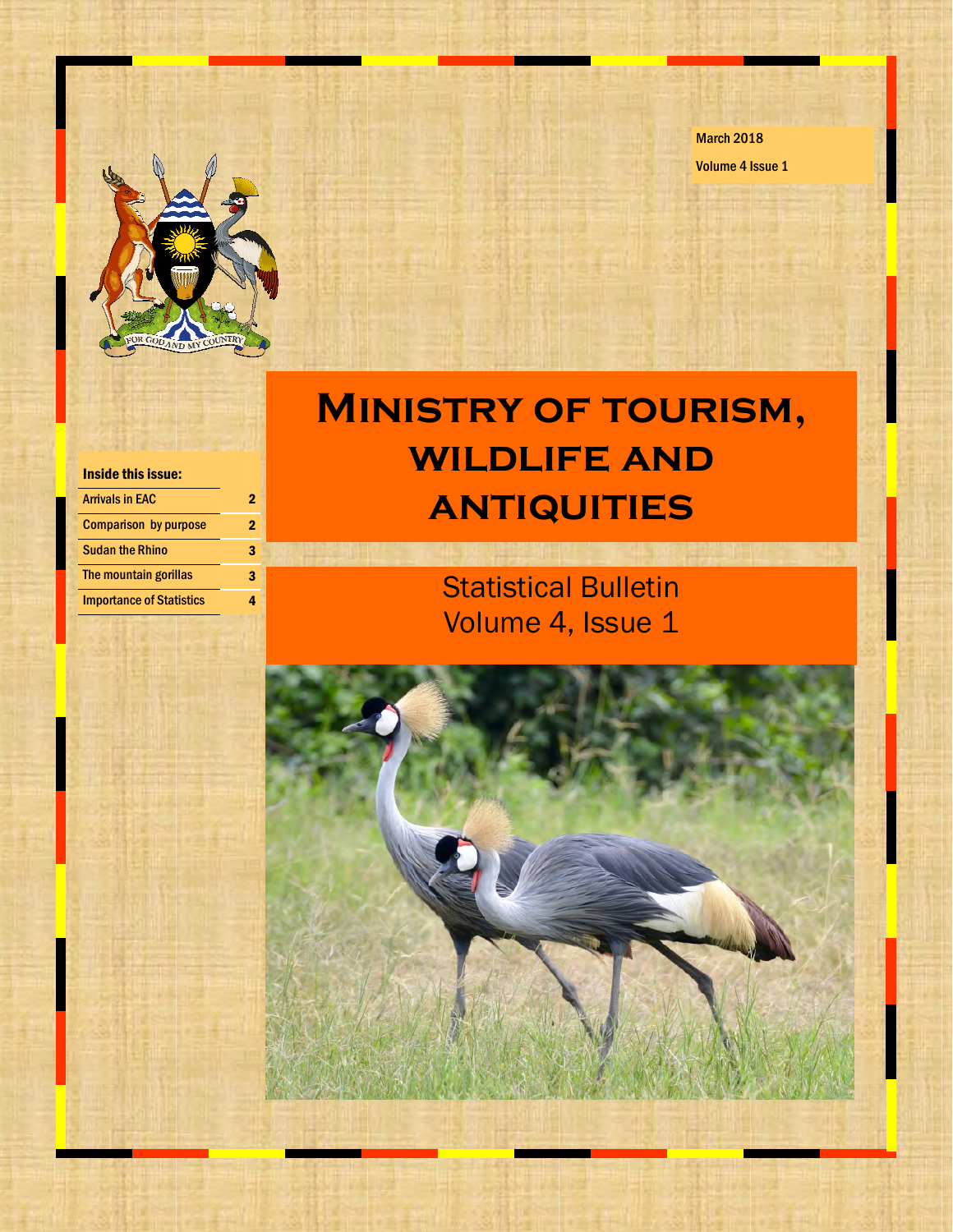March 2018

Volume 4 Issue 1

# Ministry of tourism, wildlife and antiquities

## Statistical Bulletin
## Volume 4, Issue 1

**Inside this issue:**

| | |
|---|---|
| Arrivals in EAC | 2 |
| Comparison by purpose | 2 |
| Sudan the Rhino | 3 |
| The mountain gorillas | 3 |
| Importance of Statistics | 4 |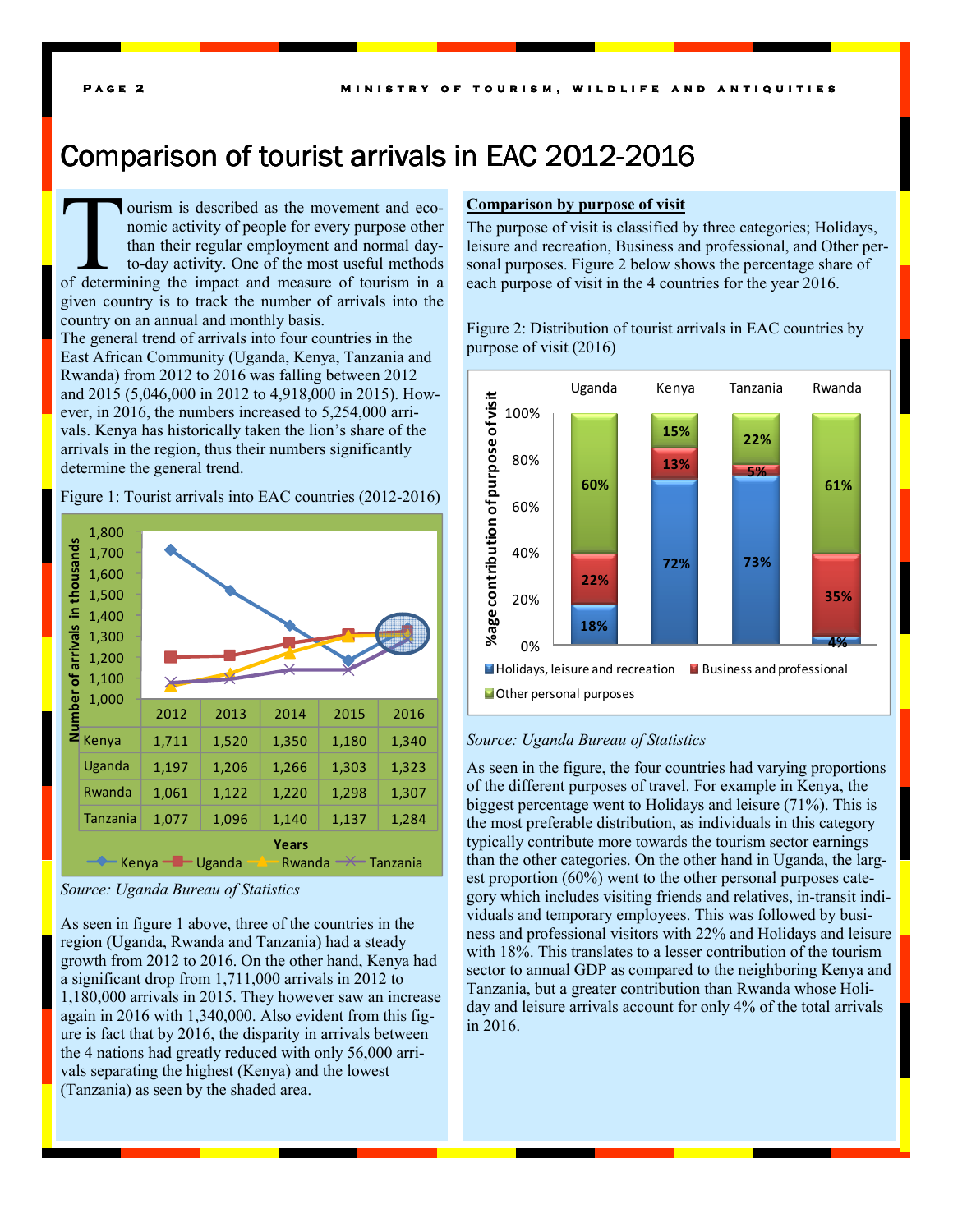# Comparison of tourist arrivals in EAC 2012-2016

Tourism is described as the movement and economic activity of people for every purpose other than their regular employment and normal day-to-day activity. One of the most useful methods of determining the impact and measure of tourism in a given country is to track the number of arrivals into the country on an annual and monthly basis.

The general trend of arrivals into four countries in the East African Community (Uganda, Kenya, Tanzania and Rwanda) from 2012 to 2016 was falling between 2012 and 2015 (5,046,000 in 2012 to 4,918,000 in 2015). However, in 2016, the numbers increased to 5,254,000 arrivals. Kenya has historically taken the lion's share of the arrivals in the region, thus their numbers significantly determine the general trend.

Figure 1: Tourist arrivals into EAC countries (2012-2016)

Number of arrivals in thousands

1,800
1,700
1,600
1,500
1,400
1,300
1,200
1,100
1,000

Years: 2012, 2013, 2014, 2015, 2016

Kenya: 1,711, 1,520, 1,350, 1,180, 1,340

Uganda: 1,197, 1,206, 1,266, 1,303, 1,323

Rwanda: 1,061, 1,122, 1,220, 1,298, 1,307

Tanzania: 1,077, 1,096, 1,140, 1,137, 1,284

Kenya, Uganda, Rwanda, Tanzania

*Source: Uganda Bureau of Statistics*

As seen in figure 1 above, three of the countries in the region (Uganda, Rwanda and Tanzania) had a steady growth from 2012 to 2016. On the other hand, Kenya had a significant drop from 1,711,000 arrivals in 2012 to 1,180,000 arrivals in 2015. They however saw an increase again in 2016 with 1,340,000. Also evident from this figure is fact that by 2016, the disparity in arrivals between the 4 nations had greatly reduced with only 56,000 arrivals separating the highest (Kenya) and the lowest (Tanzania) as seen by the shaded area.

## Comparison by purpose of visit

The purpose of visit is classified by three categories; Holidays, leisure and recreation, Business and professional, and Other personal purposes. Figure 2 below shows the percentage share of each purpose of visit in the 4 countries for the year 2016.

Figure 2: Distribution of tourist arrivals in EAC countries by purpose of visit (2016)

%age contribution of purpose of visit

100%
80%
60%
40%
20%
0%

Uganda: 18%, 22%, 60%

Kenya: 72%, 13%, 15%

Tanzania: 73%, 5%, 22%

Rwanda: 4%, 35%, 61%

Holidays, leisure and recreation
Business and professional
Other personal purposes

*Source: Uganda Bureau of Statistics*

As seen in the figure, the four countries had varying proportions of the different purposes of travel. For example in Kenya, the biggest percentage went to Holidays and leisure (71%). This is the most preferable distribution, as individuals in this category typically contribute more towards the tourism sector earnings than the other categories. On the other hand in Uganda, the largest proportion (60%) went to the other personal purposes category which includes visiting friends and relatives, in-transit individuals and temporary employees. This was followed by business and professional visitors with 22% and Holidays and leisure with 18%. This translates to a lesser contribution of the tourism sector to annual GDP as compared to the neighboring Kenya and Tanzania, but a greater contribution than Rwanda whose Holiday and leisure arrivals account for only 4% of the total arrivals in 2016.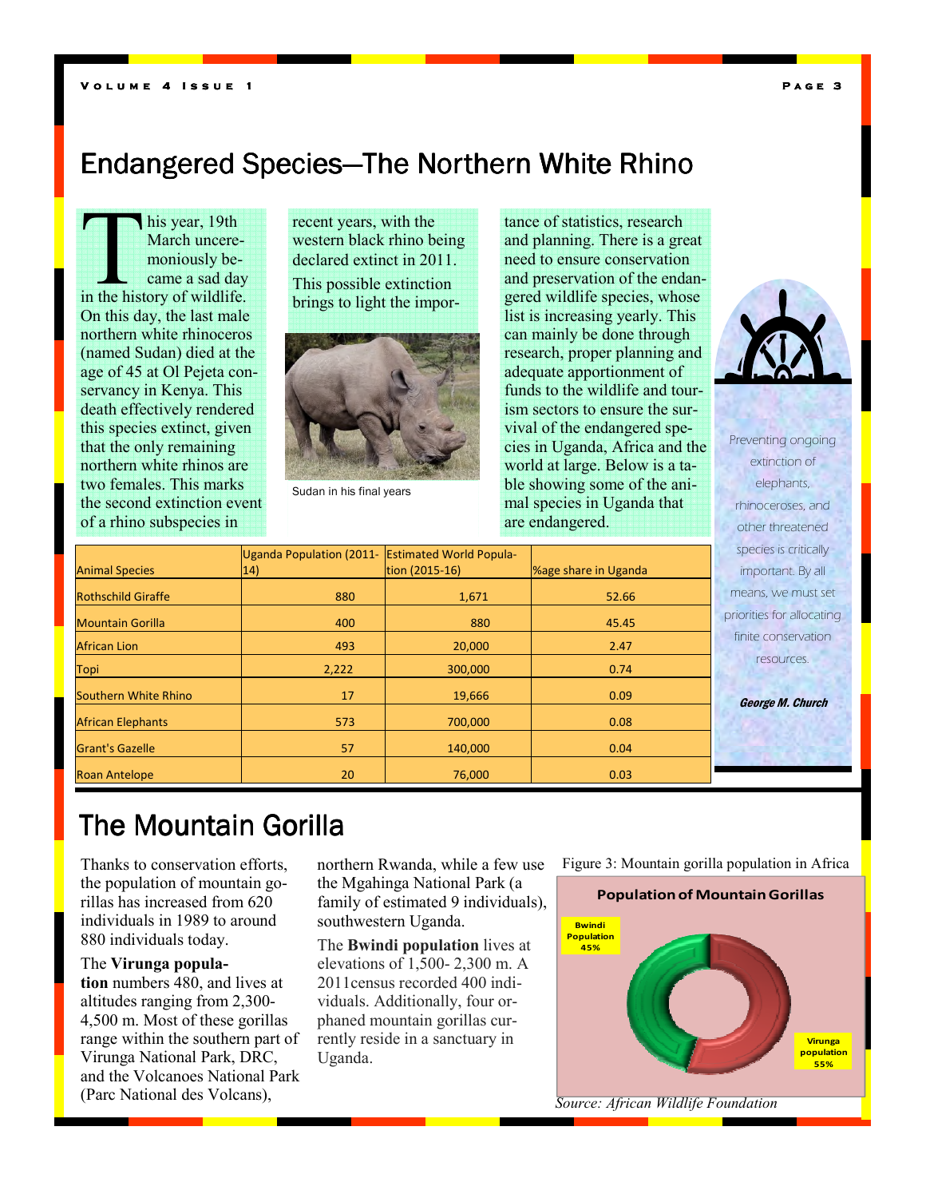# Endangered Species—The Northern White Rhino

This year, 19th March unceremoniously became a sad day in the history of wildlife. On this day, the last male northern white rhinoceros (named Sudan) died at the age of 45 at Ol Pejeta conservancy in Kenya. This death effectively rendered this species extinct, given that the only remaining northern white rhinos are two females. This marks the second extinction event of a rhino subspecies in recent years, with the western black rhino being declared extinct in 2011.

This possible extinction brings to light the importance of statistics, research and planning. There is a great need to ensure conservation and preservation of the endangered wildlife species, whose list is increasing yearly. This can mainly be done through research, proper planning and adequate apportionment of funds to the wildlife and tourism sectors to ensure the survival of the endangered species in Uganda, Africa and the world at large. Below is a table showing some of the animal species in Uganda that are endangered.

Sudan in his final years

| Animal Species | Uganda Population (2011-14) | Estimated World Population (2015-16) | %age share in Uganda |
|---|---|---|---|
| Rothschild Giraffe | 880 | 1,671 | 52.66 |
| Mountain Gorilla | 400 | 880 | 45.45 |
| African Lion | 493 | 20,000 | 2.47 |
| Topi | 2,222 | 300,000 | 0.74 |
| Southern White Rhino | 17 | 19,666 | 0.09 |
| African Elephants | 573 | 700,000 | 0.08 |
| Grant's Gazelle | 57 | 140,000 | 0.04 |
| Roan Antelope | 20 | 76,000 | 0.03 |

Preventing ongoing extinction of elephants, rhinoceroses, and other threatened species is critically important. By all means, we must set priorities for allocating finite conservation resources.

***George M. Church***

# The Mountain Gorilla

Thanks to conservation efforts, the population of mountain gorillas has increased from 620 individuals in 1989 to around 880 individuals today.

The **Virunga population** numbers 480, and lives at altitudes ranging from 2,300-4,500 m. Most of these gorillas range within the southern part of Virunga National Park, DRC, and the Volcanoes National Park (Parc National des Volcans), northern Rwanda, while a few use the Mgahinga National Park (a family of estimated 9 individuals), southwestern Uganda.

The **Bwindi population** lives at elevations of 1,500- 2,300 m. A 2011census recorded 400 individuals. Additionally, four orphaned mountain gorillas currently reside in a sanctuary in Uganda.

Figure 3: Mountain gorilla population in Africa

Population of Mountain Gorillas

Bwindi Population 45%

Virunga population 55%

*Source: African Wildlife Foundation*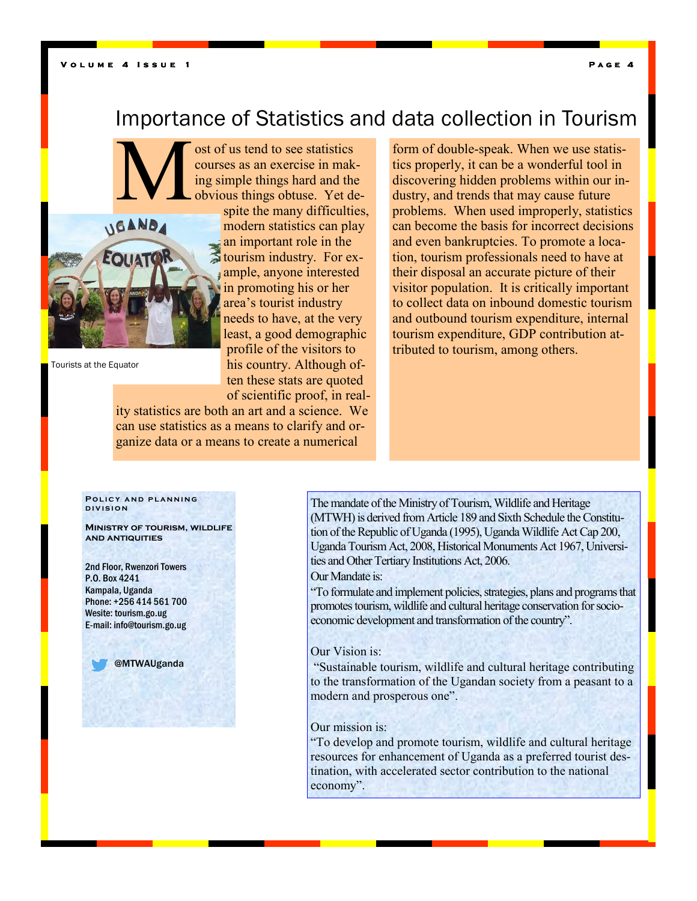# Importance of Statistics and data collection in Tourism

Most of us tend to see statistics courses as an exercise in making simple things hard and the obvious things obtuse. Yet despite the many difficulties, modern statistics can play an important role in the tourism industry. For example, anyone interested in promoting his or her area's tourist industry needs to have, at the very least, a good demographic profile of the visitors to his country. Although often these stats are quoted of scientific proof, in reality statistics are both an art and a science. We can use statistics as a means to clarify and organize data or a means to create a numerical form of double-speak. When we use statistics properly, it can be a wonderful tool in discovering hidden problems within our industry, and trends that may cause future problems. When used improperly, statistics can become the basis for incorrect decisions and even bankruptcies. To promote a location, tourism professionals need to have at their disposal an accurate picture of their visitor population. It is critically important to collect data on inbound domestic tourism and outbound tourism expenditure, internal tourism expenditure, GDP contribution attributed to tourism, among others.

Tourists at the Equator

**Policy and planning division**

**Ministry of tourism, wildlife and antiquities**

2nd Floor, Rwenzori Towers
P.O. Box 4241
Kampala, Uganda
Phone: +256 414 561 700
Wesite: tourism.go.ug
E-mail: info@tourism.go.ug

@MTWAUganda

The mandate of the Ministry of Tourism, Wildlife and Heritage (MTWH) is derived from Article 189 and Sixth Schedule the Constitution of the Republic of Uganda (1995), Uganda Wildlife Act Cap 200, Uganda Tourism Act, 2008, Historical Monuments Act 1967, Universities and Other Tertiary Institutions Act, 2006.

Our Mandate is:

"To formulate and implement policies, strategies, plans and programs that promotes tourism, wildlife and cultural heritage conservation for socio-economic development and transformation of the country".

Our Vision is:

"Sustainable tourism, wildlife and cultural heritage contributing to the transformation of the Ugandan society from a peasant to a modern and prosperous one".

Our mission is:

"To develop and promote tourism, wildlife and cultural heritage resources for enhancement of Uganda as a preferred tourist destination, with accelerated sector contribution to the national economy".